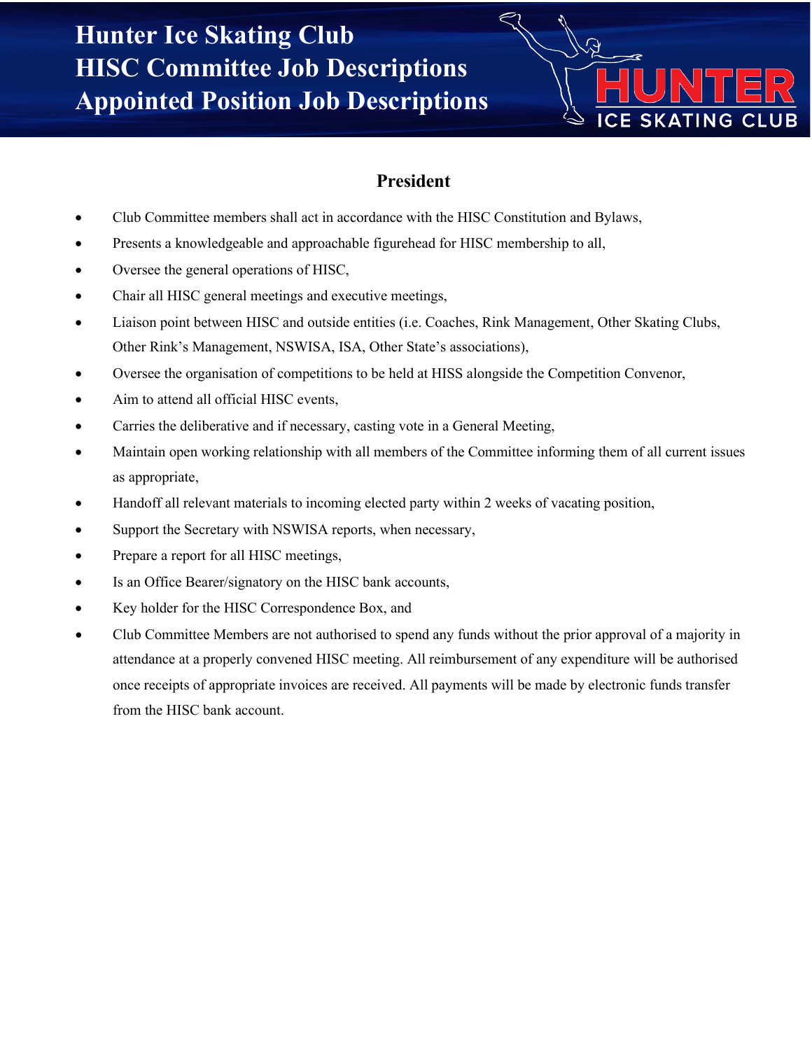# Hunter Ice Skating Club
# HISC Committee Job Descriptions
# Appointed Position Job Descriptions

## President

- Club Committee members shall act in accordance with the HISC Constitution and Bylaws,
- Presents a knowledgeable and approachable figurehead for HISC membership to all,
- Oversee the general operations of HISC,
- Chair all HISC general meetings and executive meetings,
- Liaison point between HISC and outside entities (i.e. Coaches, Rink Management, Other Skating Clubs, Other Rink's Management, NSWISA, ISA, Other State's associations),
- Oversee the organisation of competitions to be held at HISS alongside the Competition Convenor,
- Aim to attend all official HISC events,
- Carries the deliberative and if necessary, casting vote in a General Meeting,
- Maintain open working relationship with all members of the Committee informing them of all current issues as appropriate,
- Handoff all relevant materials to incoming elected party within 2 weeks of vacating position,
- Support the Secretary with NSWISA reports, when necessary,
- Prepare a report for all HISC meetings,
- Is an Office Bearer/signatory on the HISC bank accounts,
- Key holder for the HISC Correspondence Box, and
- Club Committee Members are not authorised to spend any funds without the prior approval of a majority in attendance at a properly convened HISC meeting. All reimbursement of any expenditure will be authorised once receipts of appropriate invoices are received. All payments will be made by electronic funds transfer from the HISC bank account.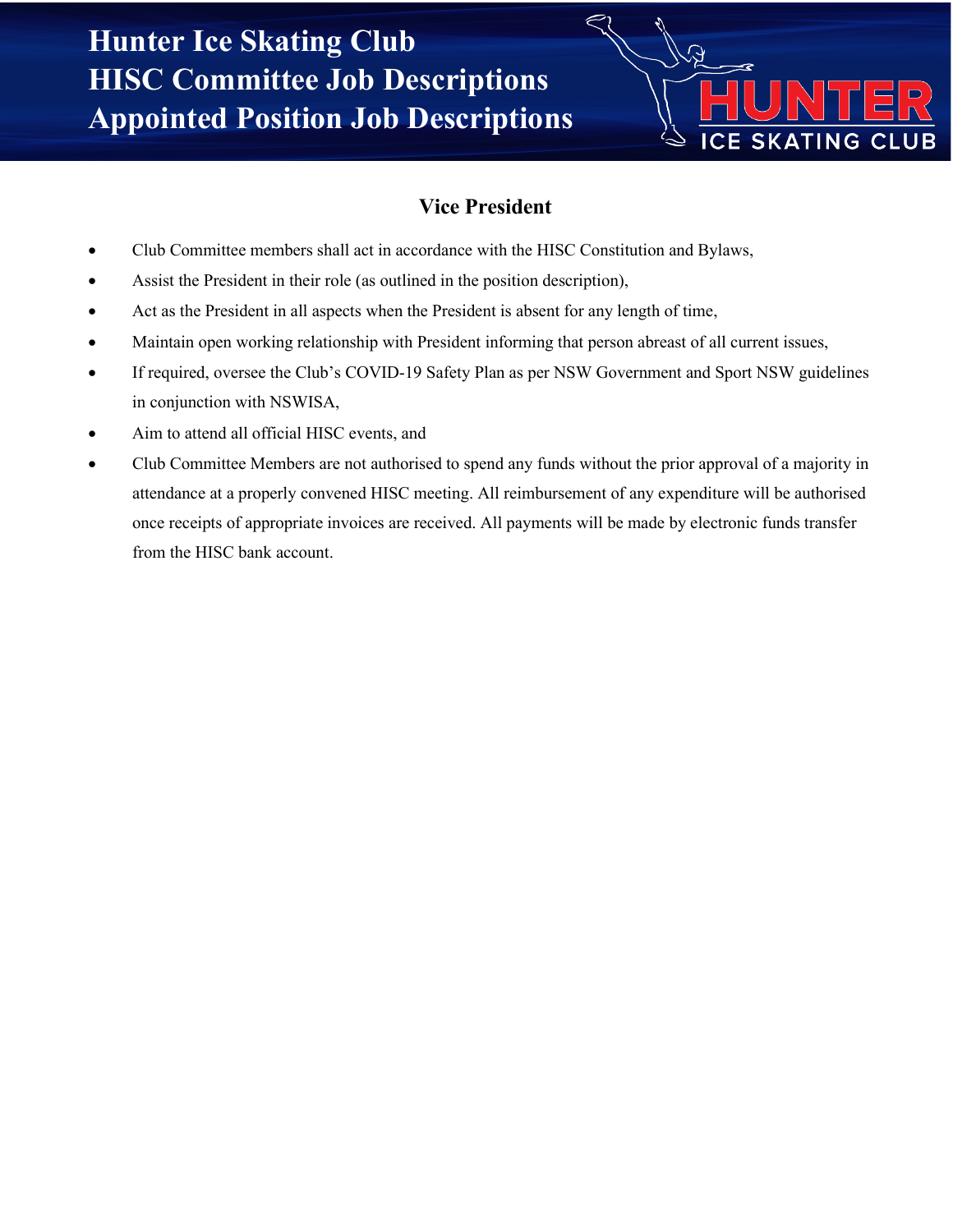## Vice President

- Club Committee members shall act in accordance with the HISC Constitution and Bylaws,
- Assist the President in their role (as outlined in the position description),
- Act as the President in all aspects when the President is absent for any length of time,
- Maintain open working relationship with President informing that person abreast of all current issues,
- If required, oversee the Club's COVID-19 Safety Plan as per NSW Government and Sport NSW guidelines in conjunction with NSWISA,
- Aim to attend all official HISC events, and
- Club Committee Members are not authorised to spend any funds without the prior approval of a majority in attendance at a properly convened HISC meeting. All reimbursement of any expenditure will be authorised once receipts of appropriate invoices are received. All payments will be made by electronic funds transfer from the HISC bank account.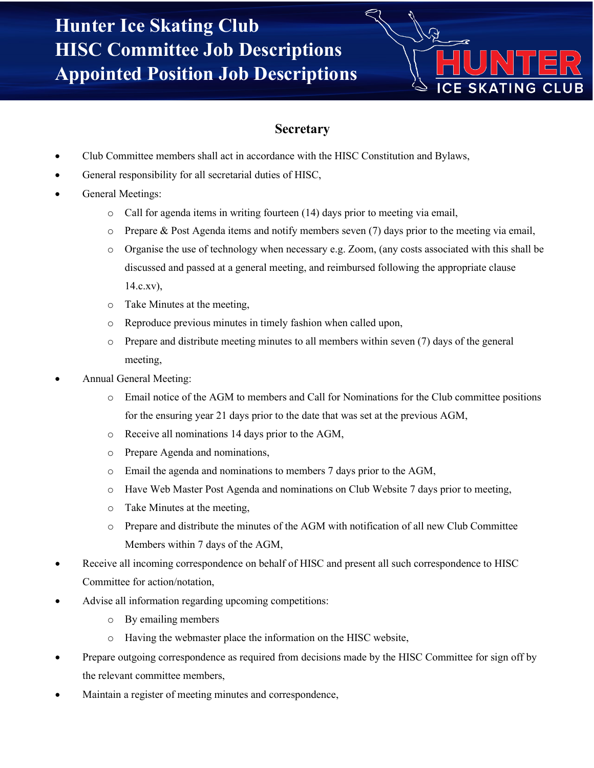# Hunter Ice Skating Club
# HISC Committee Job Descriptions
# Appointed Position Job Descriptions

## Secretary

- Club Committee members shall act in accordance with the HISC Constitution and Bylaws,
- General responsibility for all secretarial duties of HISC,
- General Meetings:
  - Call for agenda items in writing fourteen (14) days prior to meeting via email,
  - Prepare & Post Agenda items and notify members seven (7) days prior to the meeting via email,
  - Organise the use of technology when necessary e.g. Zoom, (any costs associated with this shall be discussed and passed at a general meeting, and reimbursed following the appropriate clause 14.c.xv),
  - Take Minutes at the meeting,
  - Reproduce previous minutes in timely fashion when called upon,
  - Prepare and distribute meeting minutes to all members within seven (7) days of the general meeting,
- Annual General Meeting:
  - Email notice of the AGM to members and Call for Nominations for the Club committee positions for the ensuring year 21 days prior to the date that was set at the previous AGM,
  - Receive all nominations 14 days prior to the AGM,
  - Prepare Agenda and nominations,
  - Email the agenda and nominations to members 7 days prior to the AGM,
  - Have Web Master Post Agenda and nominations on Club Website 7 days prior to meeting,
  - Take Minutes at the meeting,
  - Prepare and distribute the minutes of the AGM with notification of all new Club Committee Members within 7 days of the AGM,
- Receive all incoming correspondence on behalf of HISC and present all such correspondence to HISC Committee for action/notation,
- Advise all information regarding upcoming competitions:
  - By emailing members
  - Having the webmaster place the information on the HISC website,
- Prepare outgoing correspondence as required from decisions made by the HISC Committee for sign off by the relevant committee members,
- Maintain a register of meeting minutes and correspondence,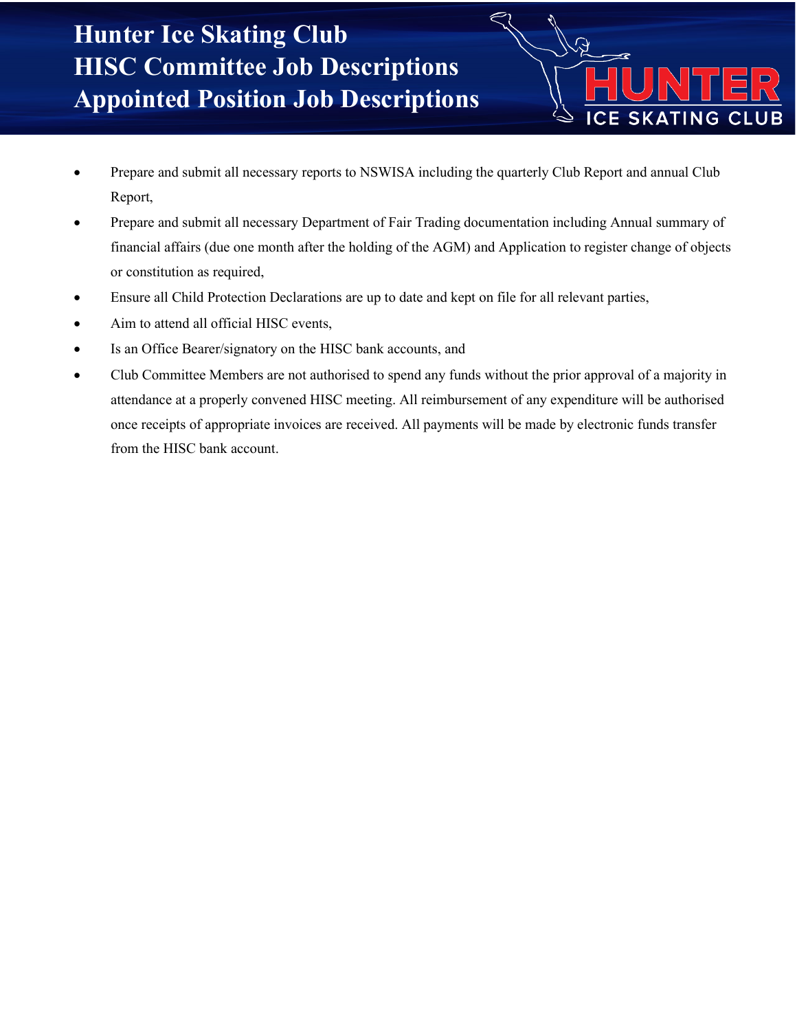- Prepare and submit all necessary reports to NSWISA including the quarterly Club Report and annual Club Report,
- Prepare and submit all necessary Department of Fair Trading documentation including Annual summary of financial affairs (due one month after the holding of the AGM) and Application to register change of objects or constitution as required,
- Ensure all Child Protection Declarations are up to date and kept on file for all relevant parties,
- Aim to attend all official HISC events,
- Is an Office Bearer/signatory on the HISC bank accounts, and
- Club Committee Members are not authorised to spend any funds without the prior approval of a majority in attendance at a properly convened HISC meeting. All reimbursement of any expenditure will be authorised once receipts of appropriate invoices are received. All payments will be made by electronic funds transfer from the HISC bank account.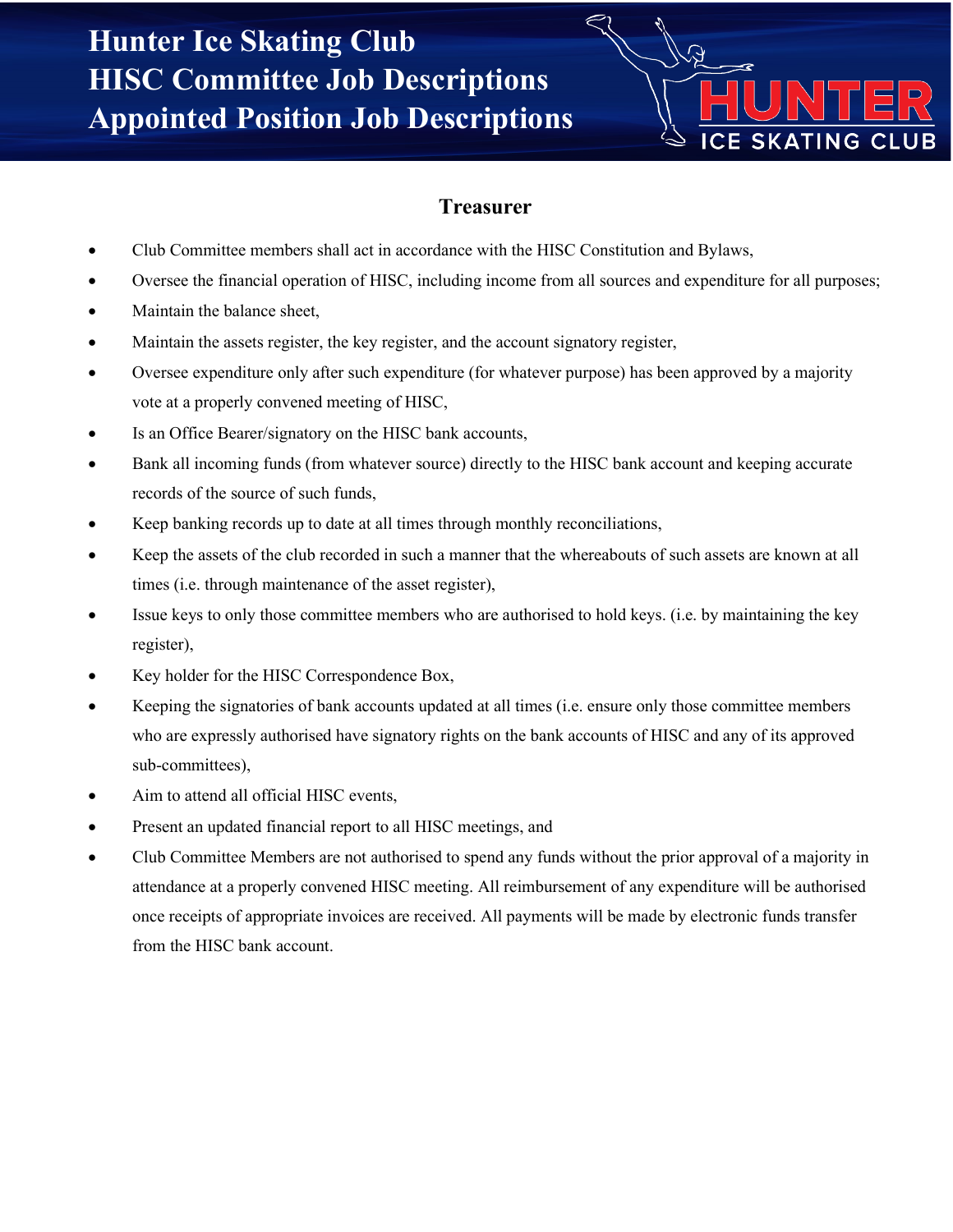# Treasurer

- Club Committee members shall act in accordance with the HISC Constitution and Bylaws,
- Oversee the financial operation of HISC, including income from all sources and expenditure for all purposes;
- Maintain the balance sheet,
- Maintain the assets register, the key register, and the account signatory register,
- Oversee expenditure only after such expenditure (for whatever purpose) has been approved by a majority vote at a properly convened meeting of HISC,
- Is an Office Bearer/signatory on the HISC bank accounts,
- Bank all incoming funds (from whatever source) directly to the HISC bank account and keeping accurate records of the source of such funds,
- Keep banking records up to date at all times through monthly reconciliations,
- Keep the assets of the club recorded in such a manner that the whereabouts of such assets are known at all times (i.e. through maintenance of the asset register),
- Issue keys to only those committee members who are authorised to hold keys. (i.e. by maintaining the key register),
- Key holder for the HISC Correspondence Box,
- Keeping the signatories of bank accounts updated at all times (i.e. ensure only those committee members who are expressly authorised have signatory rights on the bank accounts of HISC and any of its approved sub-committees),
- Aim to attend all official HISC events,
- Present an updated financial report to all HISC meetings, and
- Club Committee Members are not authorised to spend any funds without the prior approval of a majority in attendance at a properly convened HISC meeting. All reimbursement of any expenditure will be authorised once receipts of appropriate invoices are received. All payments will be made by electronic funds transfer from the HISC bank account.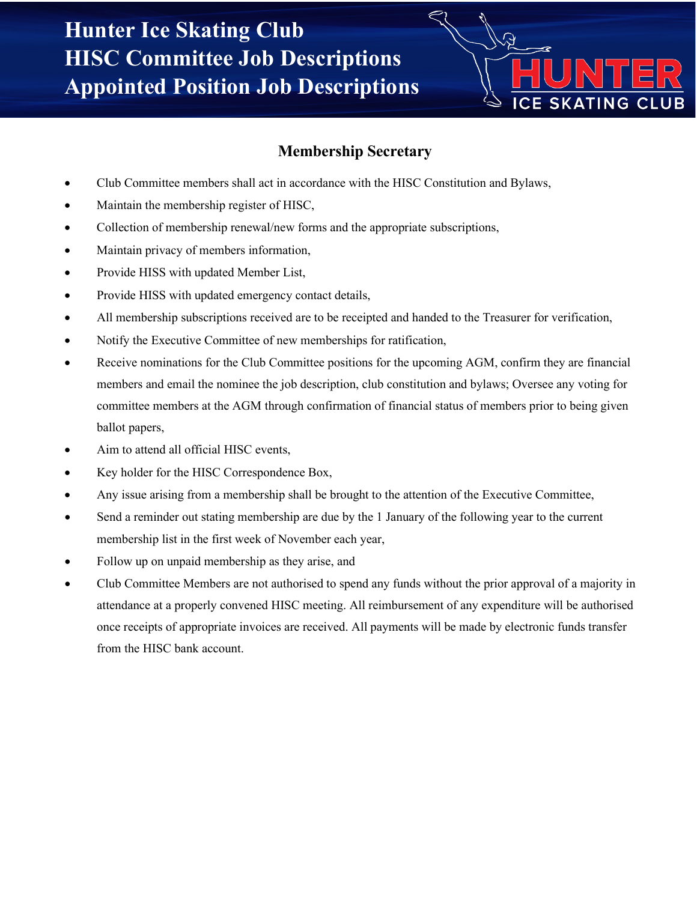## Membership Secretary

- Club Committee members shall act in accordance with the HISC Constitution and Bylaws,
- Maintain the membership register of HISC,
- Collection of membership renewal/new forms and the appropriate subscriptions,
- Maintain privacy of members information,
- Provide HISS with updated Member List,
- Provide HISS with updated emergency contact details,
- All membership subscriptions received are to be receipted and handed to the Treasurer for verification,
- Notify the Executive Committee of new memberships for ratification,
- Receive nominations for the Club Committee positions for the upcoming AGM, confirm they are financial members and email the nominee the job description, club constitution and bylaws; Oversee any voting for committee members at the AGM through confirmation of financial status of members prior to being given ballot papers,
- Aim to attend all official HISC events,
- Key holder for the HISC Correspondence Box,
- Any issue arising from a membership shall be brought to the attention of the Executive Committee,
- Send a reminder out stating membership are due by the 1 January of the following year to the current membership list in the first week of November each year,
- Follow up on unpaid membership as they arise, and
- Club Committee Members are not authorised to spend any funds without the prior approval of a majority in attendance at a properly convened HISC meeting. All reimbursement of any expenditure will be authorised once receipts of appropriate invoices are received. All payments will be made by electronic funds transfer from the HISC bank account.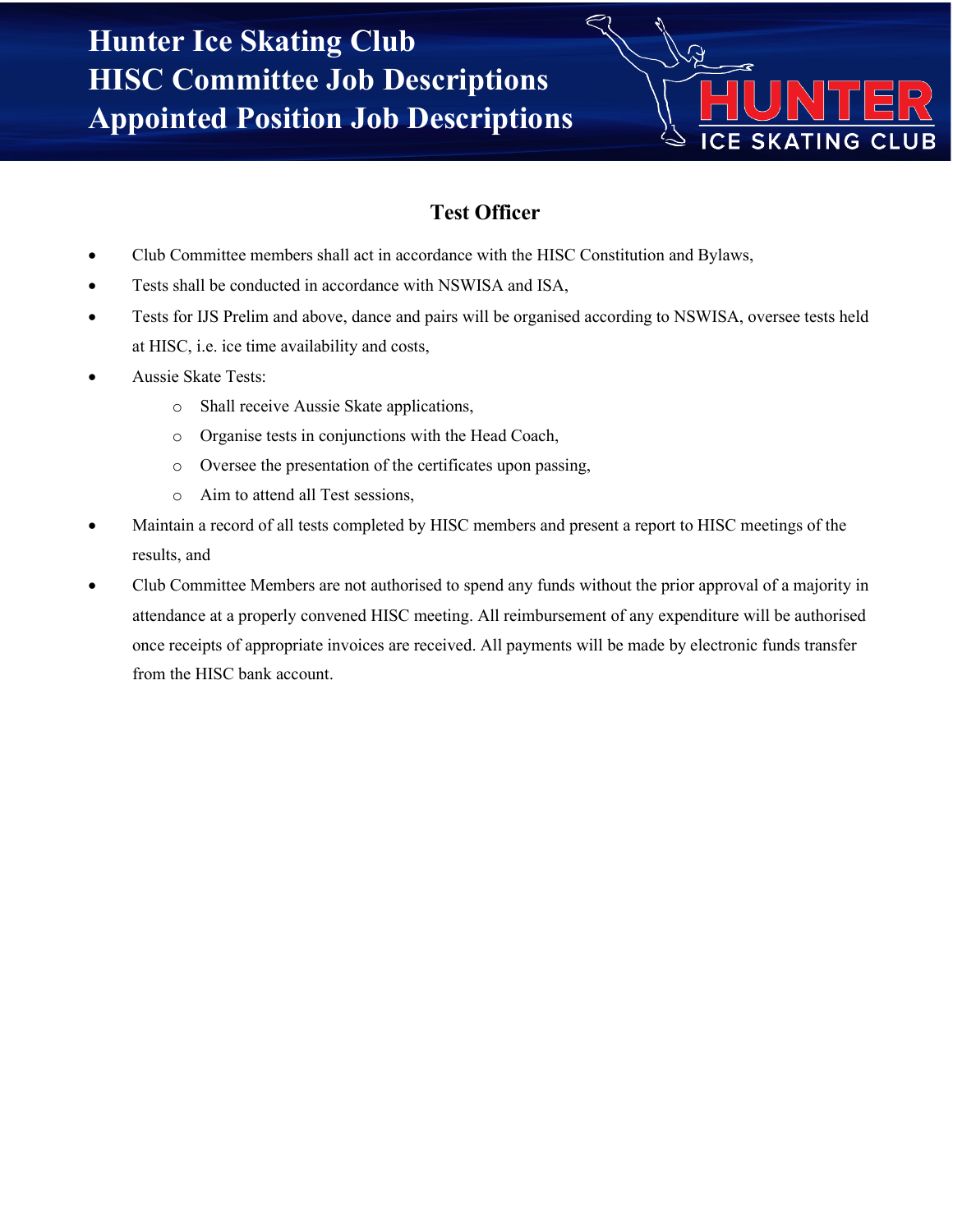## Test Officer

- Club Committee members shall act in accordance with the HISC Constitution and Bylaws,
- Tests shall be conducted in accordance with NSWISA and ISA,
- Tests for IJS Prelim and above, dance and pairs will be organised according to NSWISA, oversee tests held at HISC, i.e. ice time availability and costs,
- Aussie Skate Tests:
  - Shall receive Aussie Skate applications,
  - Organise tests in conjunctions with the Head Coach,
  - Oversee the presentation of the certificates upon passing,
  - Aim to attend all Test sessions,
- Maintain a record of all tests completed by HISC members and present a report to HISC meetings of the results, and
- Club Committee Members are not authorised to spend any funds without the prior approval of a majority in attendance at a properly convened HISC meeting. All reimbursement of any expenditure will be authorised once receipts of appropriate invoices are received. All payments will be made by electronic funds transfer from the HISC bank account.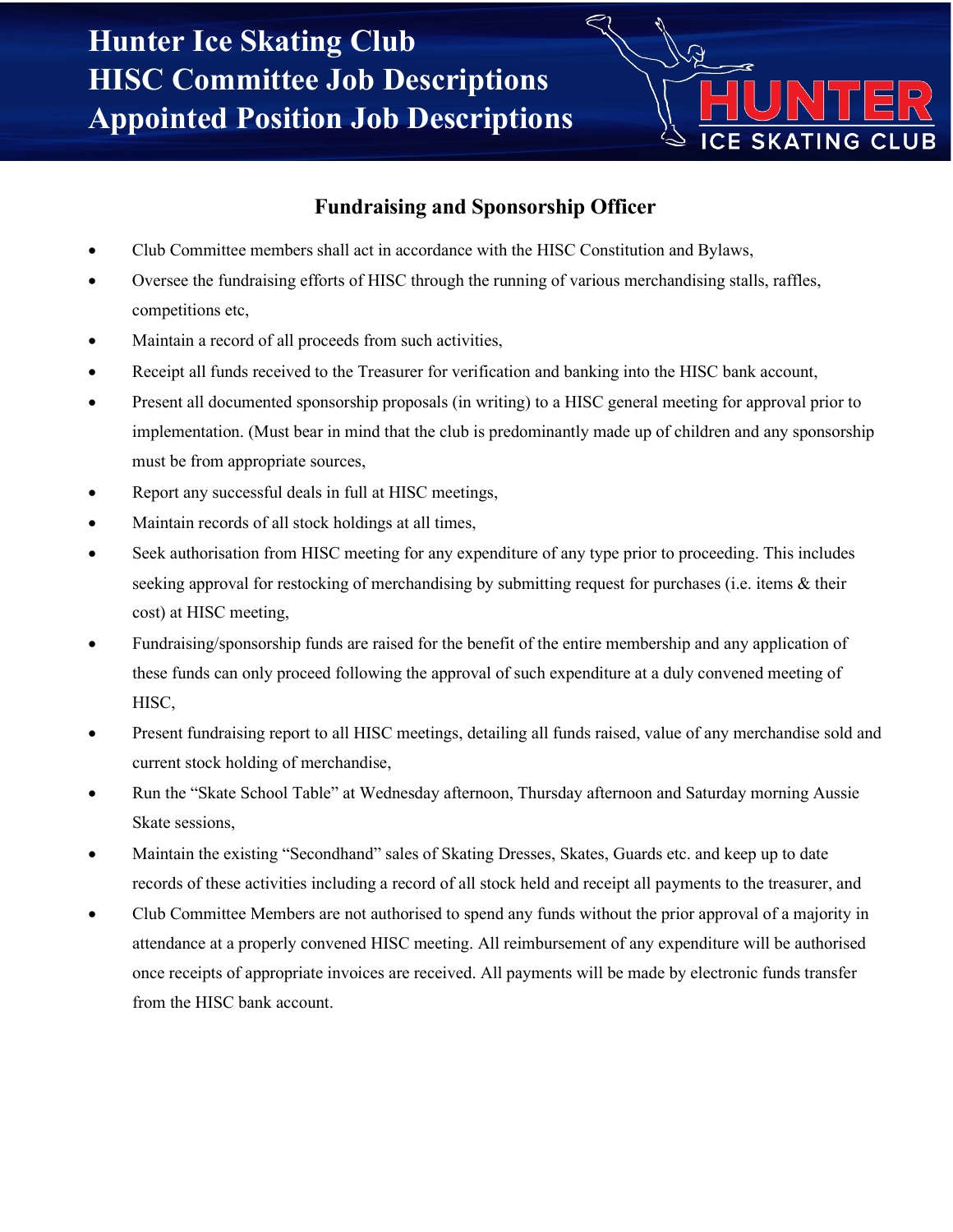# Fundraising and Sponsorship Officer

- Club Committee members shall act in accordance with the HISC Constitution and Bylaws,
- Oversee the fundraising efforts of HISC through the running of various merchandising stalls, raffles, competitions etc,
- Maintain a record of all proceeds from such activities,
- Receipt all funds received to the Treasurer for verification and banking into the HISC bank account,
- Present all documented sponsorship proposals (in writing) to a HISC general meeting for approval prior to implementation. (Must bear in mind that the club is predominantly made up of children and any sponsorship must be from appropriate sources,
- Report any successful deals in full at HISC meetings,
- Maintain records of all stock holdings at all times,
- Seek authorisation from HISC meeting for any expenditure of any type prior to proceeding. This includes seeking approval for restocking of merchandising by submitting request for purchases (i.e. items & their cost) at HISC meeting,
- Fundraising/sponsorship funds are raised for the benefit of the entire membership and any application of these funds can only proceed following the approval of such expenditure at a duly convened meeting of HISC,
- Present fundraising report to all HISC meetings, detailing all funds raised, value of any merchandise sold and current stock holding of merchandise,
- Run the "Skate School Table" at Wednesday afternoon, Thursday afternoon and Saturday morning Aussie Skate sessions,
- Maintain the existing "Secondhand" sales of Skating Dresses, Skates, Guards etc. and keep up to date records of these activities including a record of all stock held and receipt all payments to the treasurer, and
- Club Committee Members are not authorised to spend any funds without the prior approval of a majority in attendance at a properly convened HISC meeting. All reimbursement of any expenditure will be authorised once receipts of appropriate invoices are received. All payments will be made by electronic funds transfer from the HISC bank account.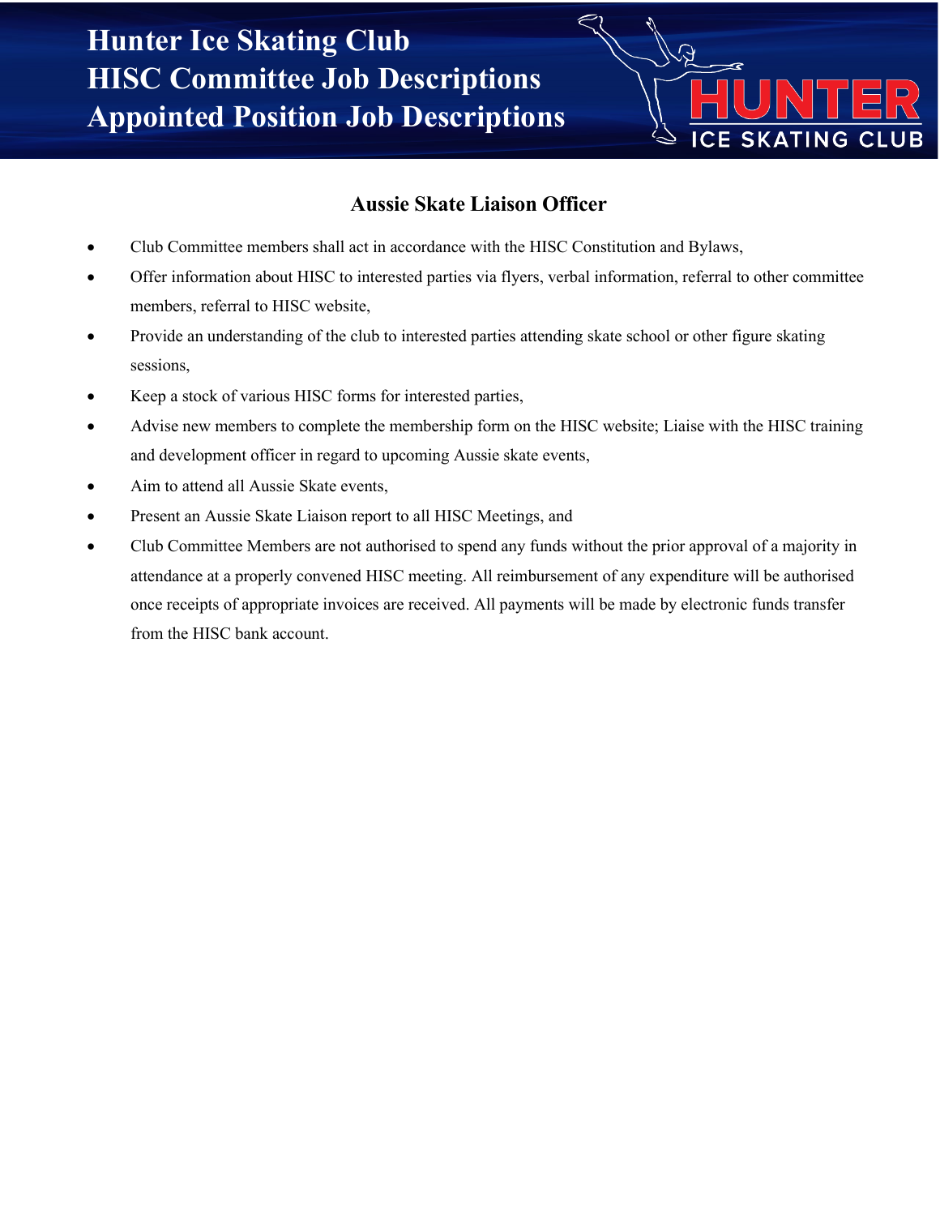## Aussie Skate Liaison Officer

- Club Committee members shall act in accordance with the HISC Constitution and Bylaws,
- Offer information about HISC to interested parties via flyers, verbal information, referral to other committee members, referral to HISC website,
- Provide an understanding of the club to interested parties attending skate school or other figure skating sessions,
- Keep a stock of various HISC forms for interested parties,
- Advise new members to complete the membership form on the HISC website; Liaise with the HISC training and development officer in regard to upcoming Aussie skate events,
- Aim to attend all Aussie Skate events,
- Present an Aussie Skate Liaison report to all HISC Meetings, and
- Club Committee Members are not authorised to spend any funds without the prior approval of a majority in attendance at a properly convened HISC meeting. All reimbursement of any expenditure will be authorised once receipts of appropriate invoices are received. All payments will be made by electronic funds transfer from the HISC bank account.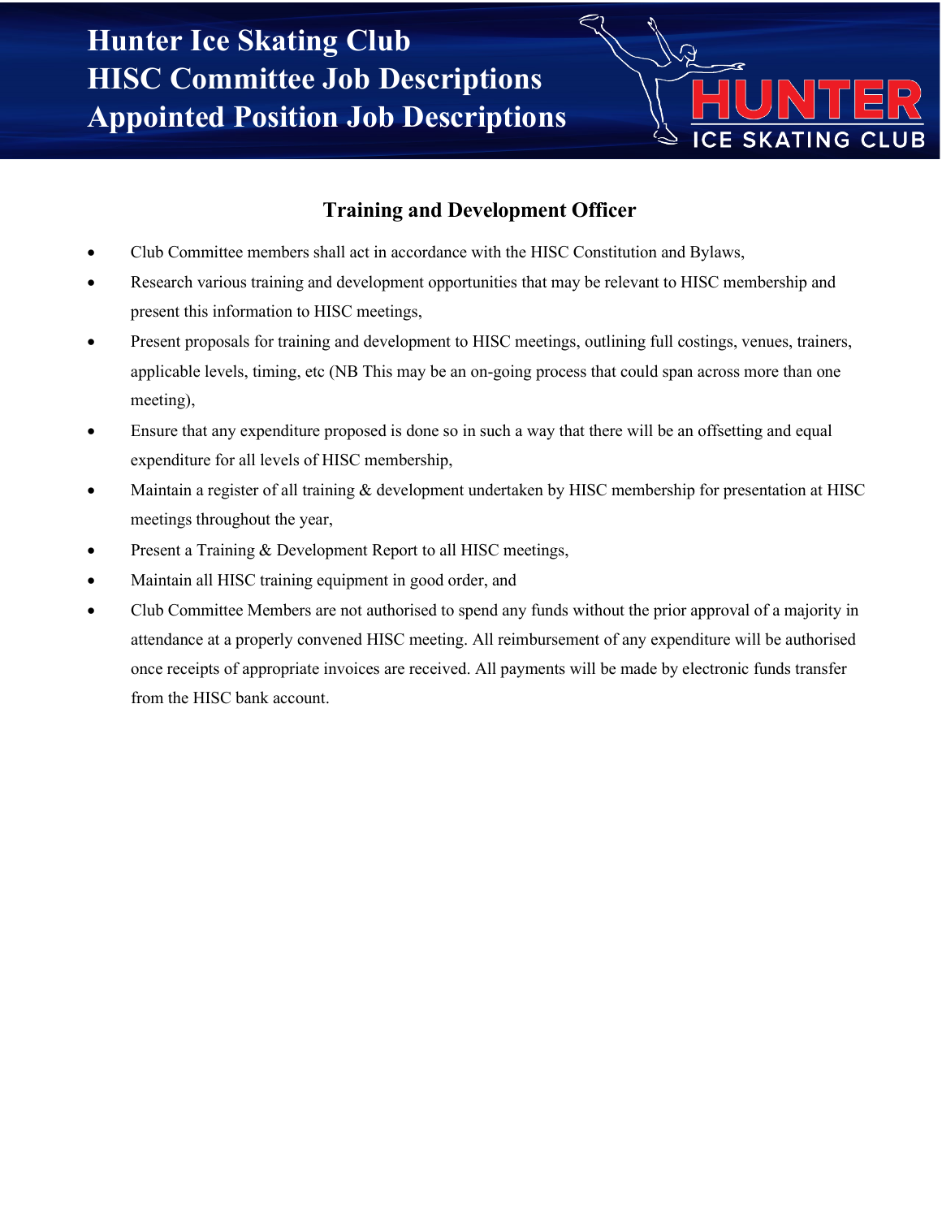## Training and Development Officer

- Club Committee members shall act in accordance with the HISC Constitution and Bylaws,
- Research various training and development opportunities that may be relevant to HISC membership and present this information to HISC meetings,
- Present proposals for training and development to HISC meetings, outlining full costings, venues, trainers, applicable levels, timing, etc (NB This may be an on-going process that could span across more than one meeting),
- Ensure that any expenditure proposed is done so in such a way that there will be an offsetting and equal expenditure for all levels of HISC membership,
- Maintain a register of all training & development undertaken by HISC membership for presentation at HISC meetings throughout the year,
- Present a Training & Development Report to all HISC meetings,
- Maintain all HISC training equipment in good order, and
- Club Committee Members are not authorised to spend any funds without the prior approval of a majority in attendance at a properly convened HISC meeting. All reimbursement of any expenditure will be authorised once receipts of appropriate invoices are received. All payments will be made by electronic funds transfer from the HISC bank account.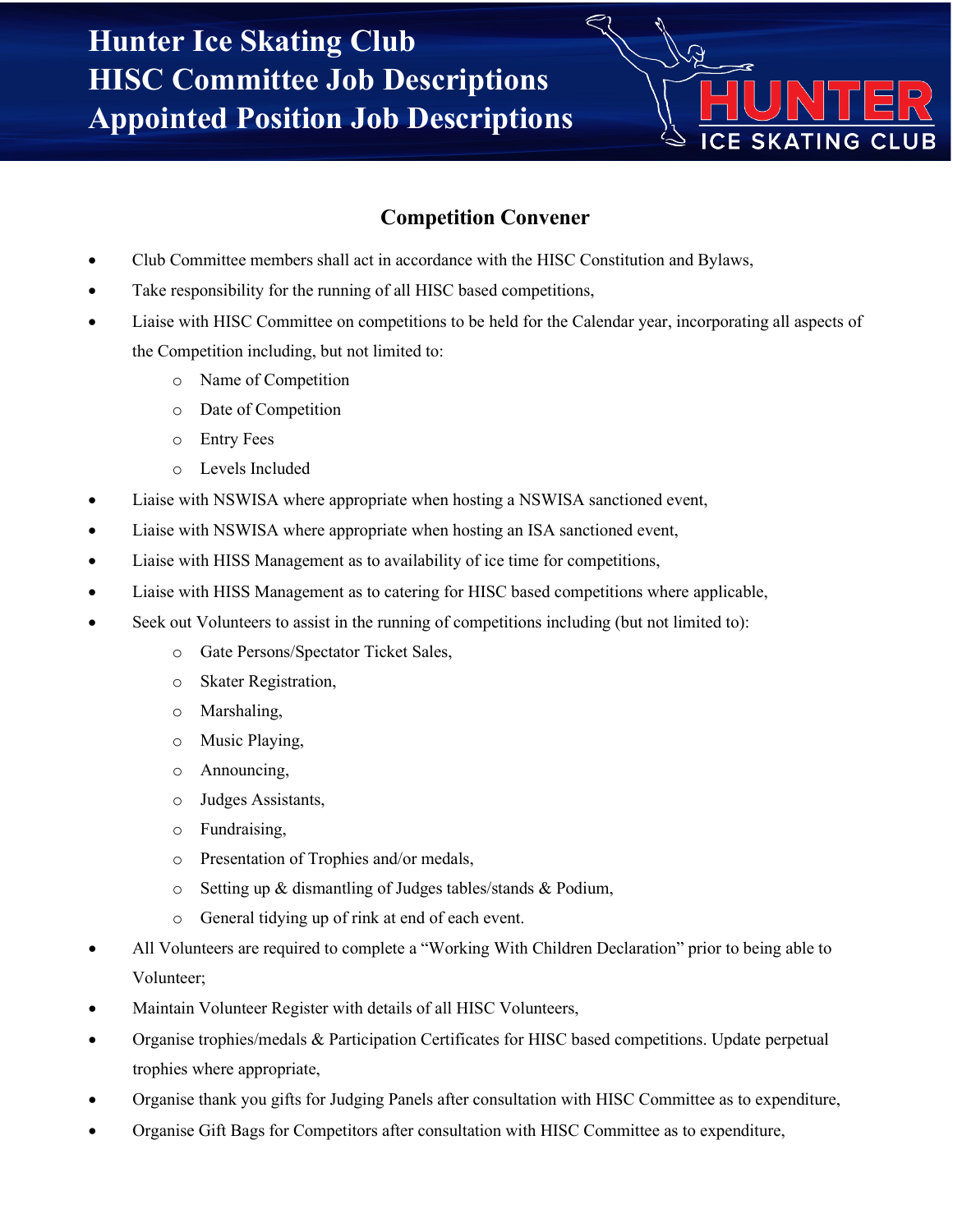# Hunter Ice Skating Club
# HISC Committee Job Descriptions
# Appointed Position Job Descriptions

## Competition Convener

- Club Committee members shall act in accordance with the HISC Constitution and Bylaws,
- Take responsibility for the running of all HISC based competitions,
- Liaise with HISC Committee on competitions to be held for the Calendar year, incorporating all aspects of the Competition including, but not limited to:
  - Name of Competition
  - Date of Competition
  - Entry Fees
  - Levels Included
- Liaise with NSWISA where appropriate when hosting a NSWISA sanctioned event,
- Liaise with NSWISA where appropriate when hosting an ISA sanctioned event,
- Liaise with HISS Management as to availability of ice time for competitions,
- Liaise with HISS Management as to catering for HISC based competitions where applicable,
- Seek out Volunteers to assist in the running of competitions including (but not limited to):
  - Gate Persons/Spectator Ticket Sales,
  - Skater Registration,
  - Marshaling,
  - Music Playing,
  - Announcing,
  - Judges Assistants,
  - Fundraising,
  - Presentation of Trophies and/or medals,
  - Setting up & dismantling of Judges tables/stands & Podium,
  - General tidying up of rink at end of each event.
- All Volunteers are required to complete a "Working With Children Declaration" prior to being able to Volunteer;
- Maintain Volunteer Register with details of all HISC Volunteers,
- Organise trophies/medals & Participation Certificates for HISC based competitions. Update perpetual trophies where appropriate,
- Organise thank you gifts for Judging Panels after consultation with HISC Committee as to expenditure,
- Organise Gift Bags for Competitors after consultation with HISC Committee as to expenditure,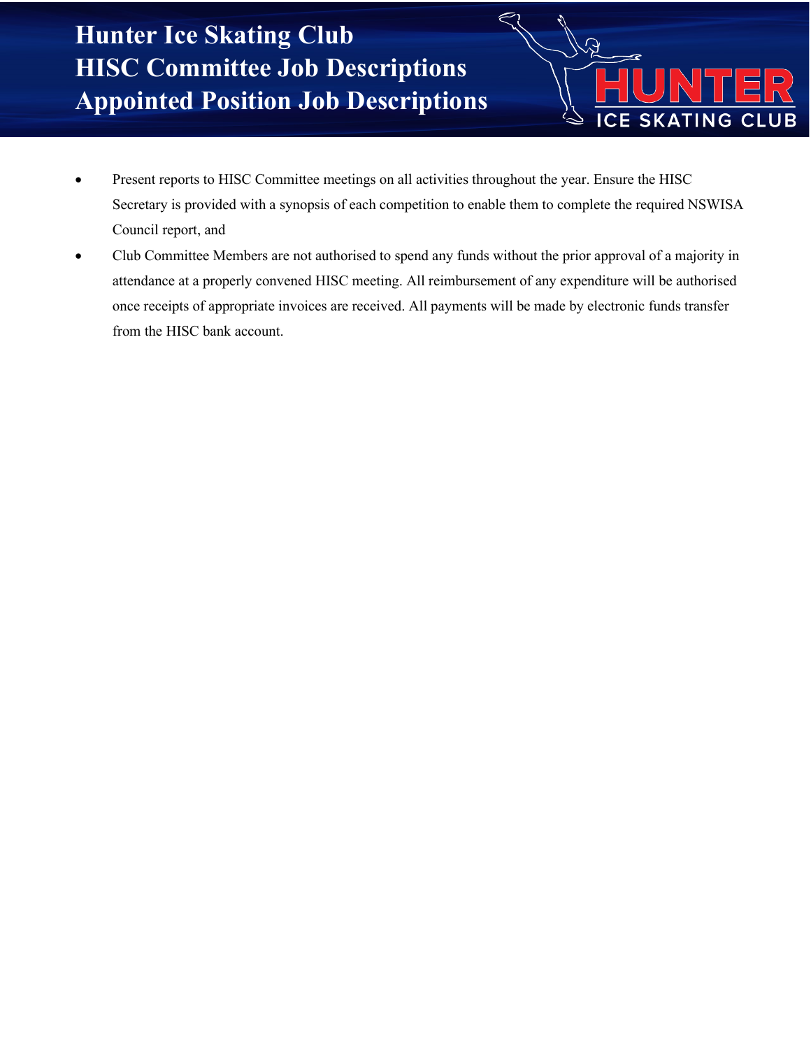- Present reports to HISC Committee meetings on all activities throughout the year. Ensure the HISC Secretary is provided with a synopsis of each competition to enable them to complete the required NSWISA Council report, and
- Club Committee Members are not authorised to spend any funds without the prior approval of a majority in attendance at a properly convened HISC meeting. All reimbursement of any expenditure will be authorised once receipts of appropriate invoices are received. All payments will be made by electronic funds transfer from the HISC bank account.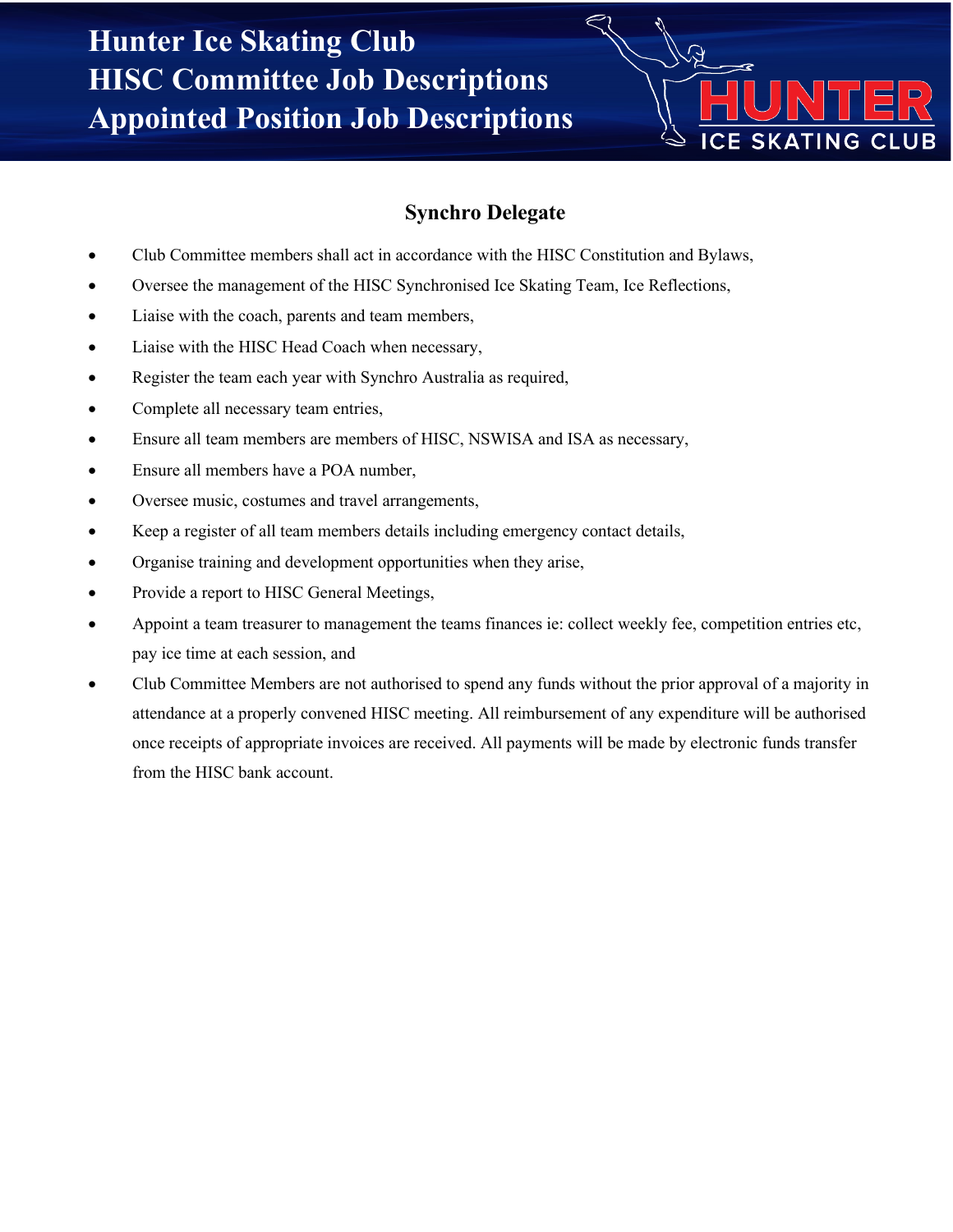# Hunter Ice Skating Club
# HISC Committee Job Descriptions
# Appointed Position Job Descriptions

## Synchro Delegate

- Club Committee members shall act in accordance with the HISC Constitution and Bylaws,
- Oversee the management of the HISC Synchronised Ice Skating Team, Ice Reflections,
- Liaise with the coach, parents and team members,
- Liaise with the HISC Head Coach when necessary,
- Register the team each year with Synchro Australia as required,
- Complete all necessary team entries,
- Ensure all team members are members of HISC, NSWISA and ISA as necessary,
- Ensure all members have a POA number,
- Oversee music, costumes and travel arrangements,
- Keep a register of all team members details including emergency contact details,
- Organise training and development opportunities when they arise,
- Provide a report to HISC General Meetings,
- Appoint a team treasurer to management the teams finances ie: collect weekly fee, competition entries etc, pay ice time at each session, and
- Club Committee Members are not authorised to spend any funds without the prior approval of a majority in attendance at a properly convened HISC meeting. All reimbursement of any expenditure will be authorised once receipts of appropriate invoices are received. All payments will be made by electronic funds transfer from the HISC bank account.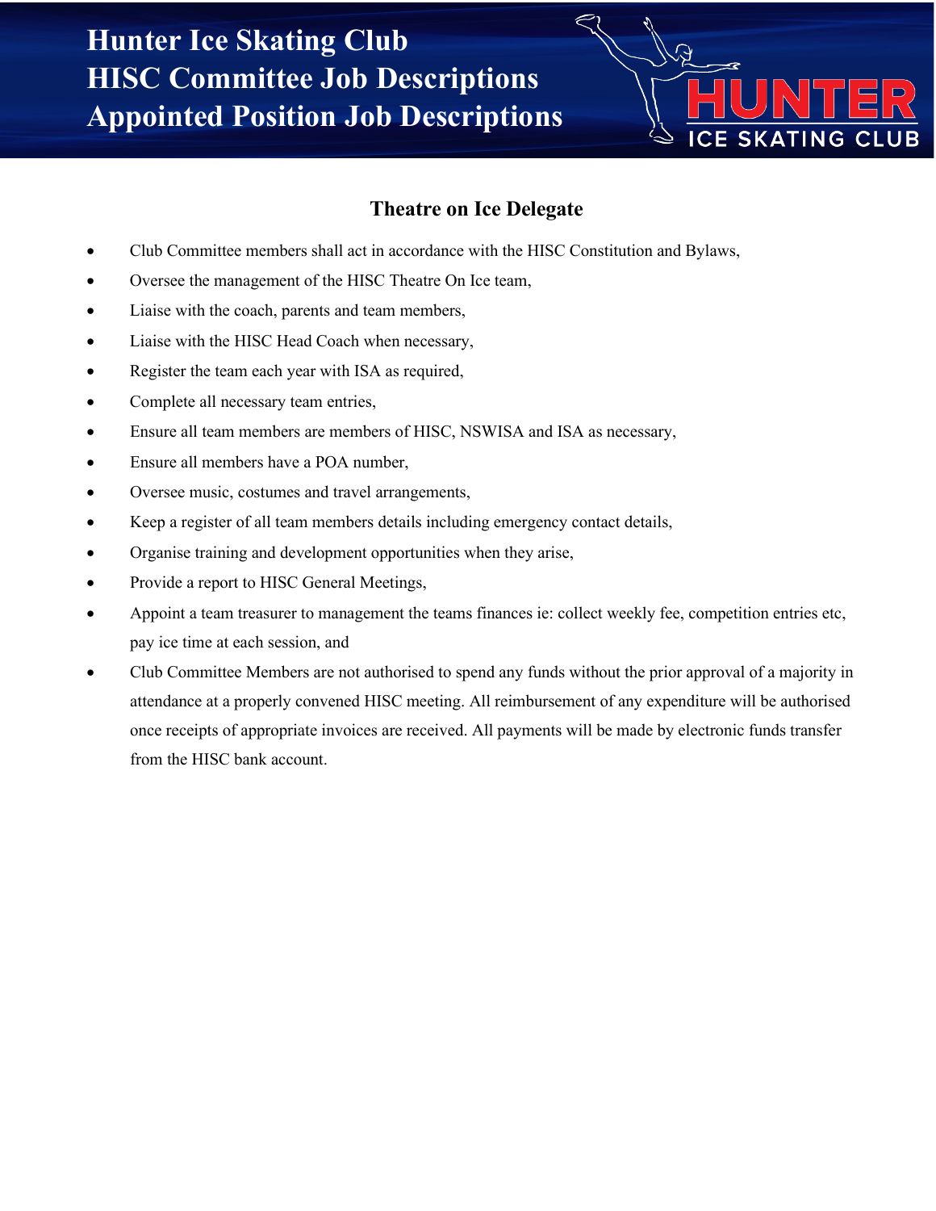## Theatre on Ice Delegate

- Club Committee members shall act in accordance with the HISC Constitution and Bylaws,
- Oversee the management of the HISC Theatre On Ice team,
- Liaise with the coach, parents and team members,
- Liaise with the HISC Head Coach when necessary,
- Register the team each year with ISA as required,
- Complete all necessary team entries,
- Ensure all team members are members of HISC, NSWISA and ISA as necessary,
- Ensure all members have a POA number,
- Oversee music, costumes and travel arrangements,
- Keep a register of all team members details including emergency contact details,
- Organise training and development opportunities when they arise,
- Provide a report to HISC General Meetings,
- Appoint a team treasurer to management the teams finances ie: collect weekly fee, competition entries etc, pay ice time at each session, and
- Club Committee Members are not authorised to spend any funds without the prior approval of a majority in attendance at a properly convened HISC meeting. All reimbursement of any expenditure will be authorised once receipts of appropriate invoices are received. All payments will be made by electronic funds transfer from the HISC bank account.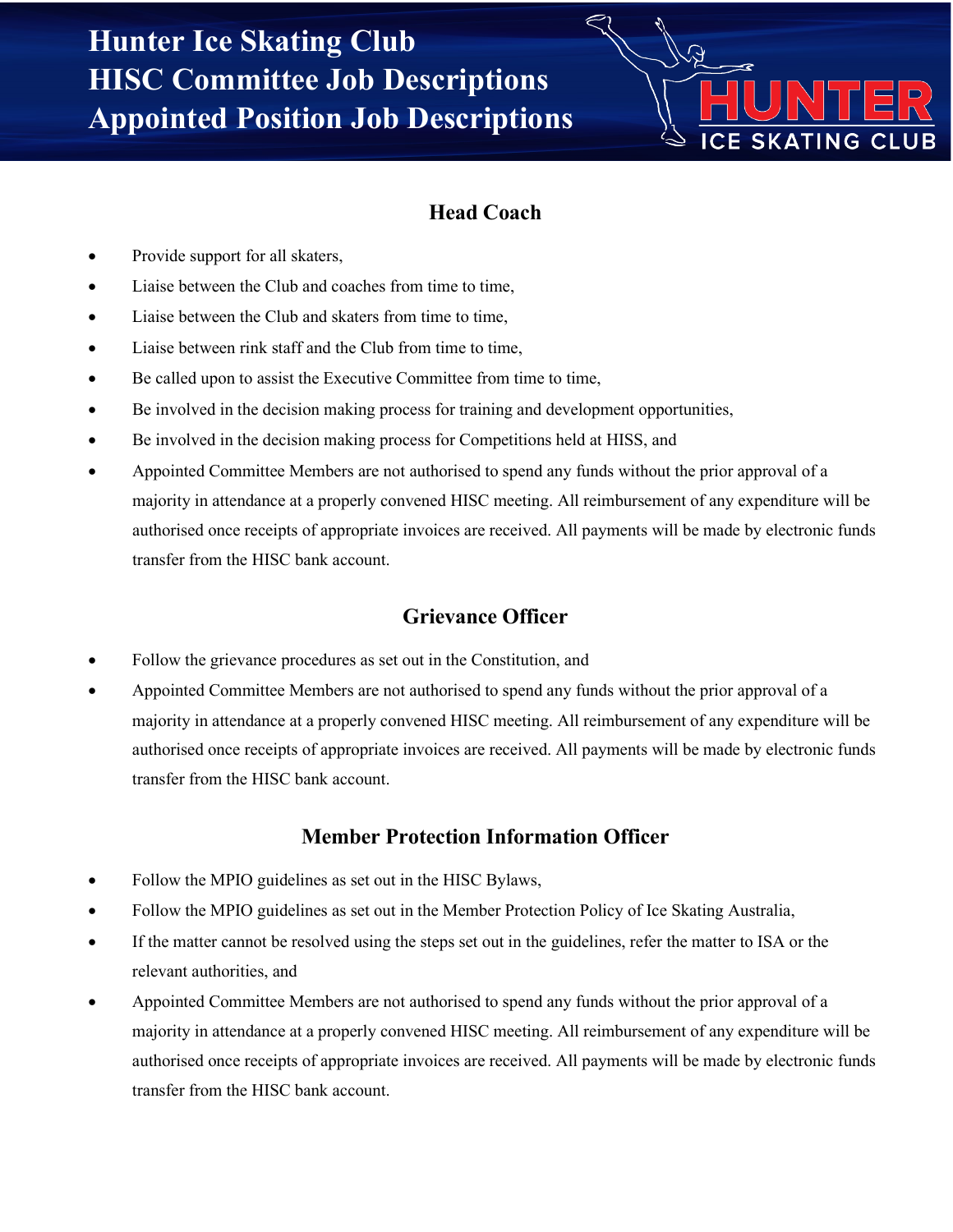# Hunter Ice Skating Club
# HISC Committee Job Descriptions
# Appointed Position Job Descriptions

## Head Coach

- Provide support for all skaters,
- Liaise between the Club and coaches from time to time,
- Liaise between the Club and skaters from time to time,
- Liaise between rink staff and the Club from time to time,
- Be called upon to assist the Executive Committee from time to time,
- Be involved in the decision making process for training and development opportunities,
- Be involved in the decision making process for Competitions held at HISS, and
- Appointed Committee Members are not authorised to spend any funds without the prior approval of a majority in attendance at a properly convened HISC meeting. All reimbursement of any expenditure will be authorised once receipts of appropriate invoices are received. All payments will be made by electronic funds transfer from the HISC bank account.

## Grievance Officer

- Follow the grievance procedures as set out in the Constitution, and
- Appointed Committee Members are not authorised to spend any funds without the prior approval of a majority in attendance at a properly convened HISC meeting. All reimbursement of any expenditure will be authorised once receipts of appropriate invoices are received. All payments will be made by electronic funds transfer from the HISC bank account.

## Member Protection Information Officer

- Follow the MPIO guidelines as set out in the HISC Bylaws,
- Follow the MPIO guidelines as set out in the Member Protection Policy of Ice Skating Australia,
- If the matter cannot be resolved using the steps set out in the guidelines, refer the matter to ISA or the relevant authorities, and
- Appointed Committee Members are not authorised to spend any funds without the prior approval of a majority in attendance at a properly convened HISC meeting. All reimbursement of any expenditure will be authorised once receipts of appropriate invoices are received. All payments will be made by electronic funds transfer from the HISC bank account.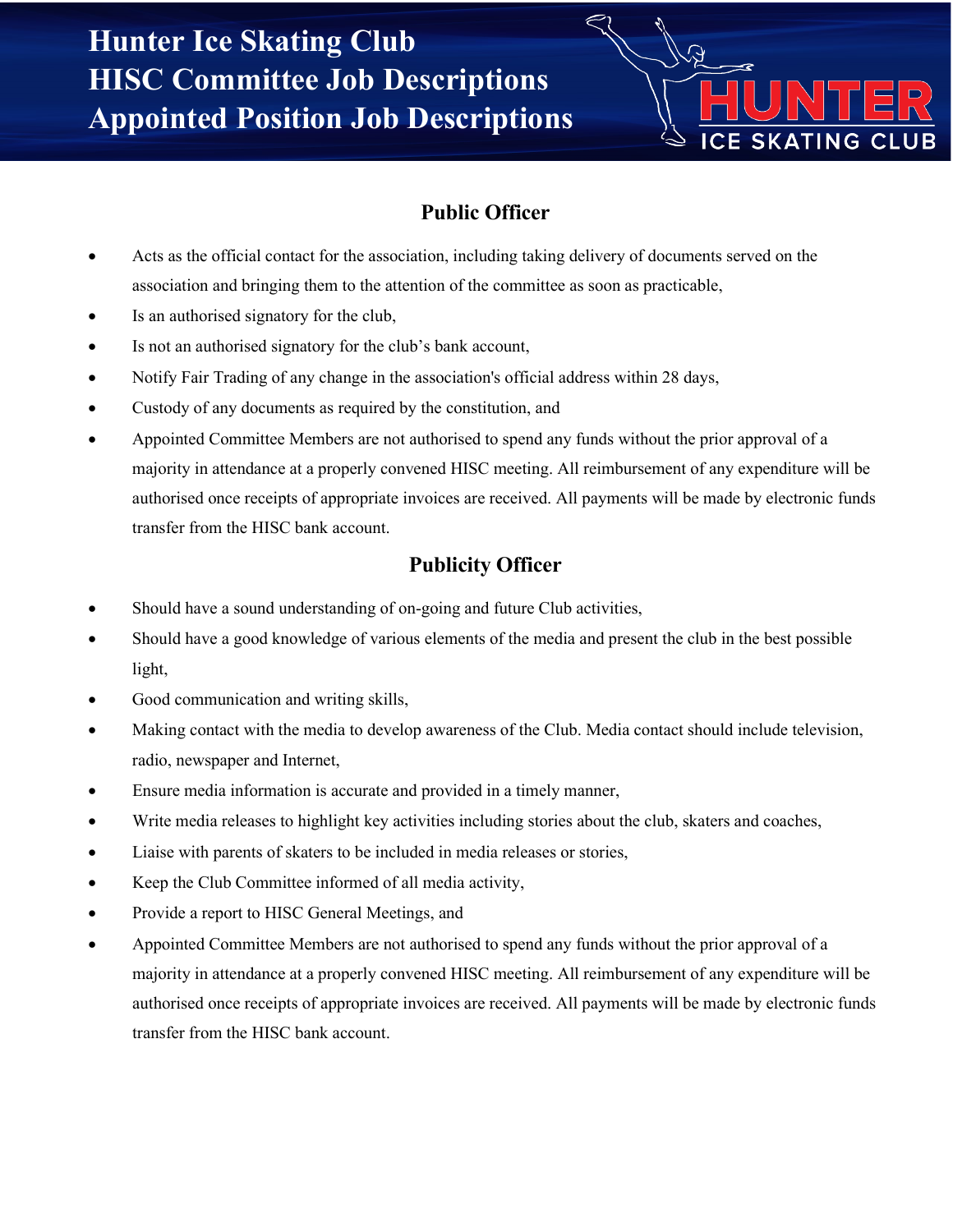# Hunter Ice Skating Club
# HISC Committee Job Descriptions
# Appointed Position Job Descriptions

## Public Officer

- Acts as the official contact for the association, including taking delivery of documents served on the association and bringing them to the attention of the committee as soon as practicable,
- Is an authorised signatory for the club,
- Is not an authorised signatory for the club's bank account,
- Notify Fair Trading of any change in the association's official address within 28 days,
- Custody of any documents as required by the constitution, and
- Appointed Committee Members are not authorised to spend any funds without the prior approval of a majority in attendance at a properly convened HISC meeting. All reimbursement of any expenditure will be authorised once receipts of appropriate invoices are received. All payments will be made by electronic funds transfer from the HISC bank account.

## Publicity Officer

- Should have a sound understanding of on-going and future Club activities,
- Should have a good knowledge of various elements of the media and present the club in the best possible light,
- Good communication and writing skills,
- Making contact with the media to develop awareness of the Club. Media contact should include television, radio, newspaper and Internet,
- Ensure media information is accurate and provided in a timely manner,
- Write media releases to highlight key activities including stories about the club, skaters and coaches,
- Liaise with parents of skaters to be included in media releases or stories,
- Keep the Club Committee informed of all media activity,
- Provide a report to HISC General Meetings, and
- Appointed Committee Members are not authorised to spend any funds without the prior approval of a majority in attendance at a properly convened HISC meeting. All reimbursement of any expenditure will be authorised once receipts of appropriate invoices are received. All payments will be made by electronic funds transfer from the HISC bank account.